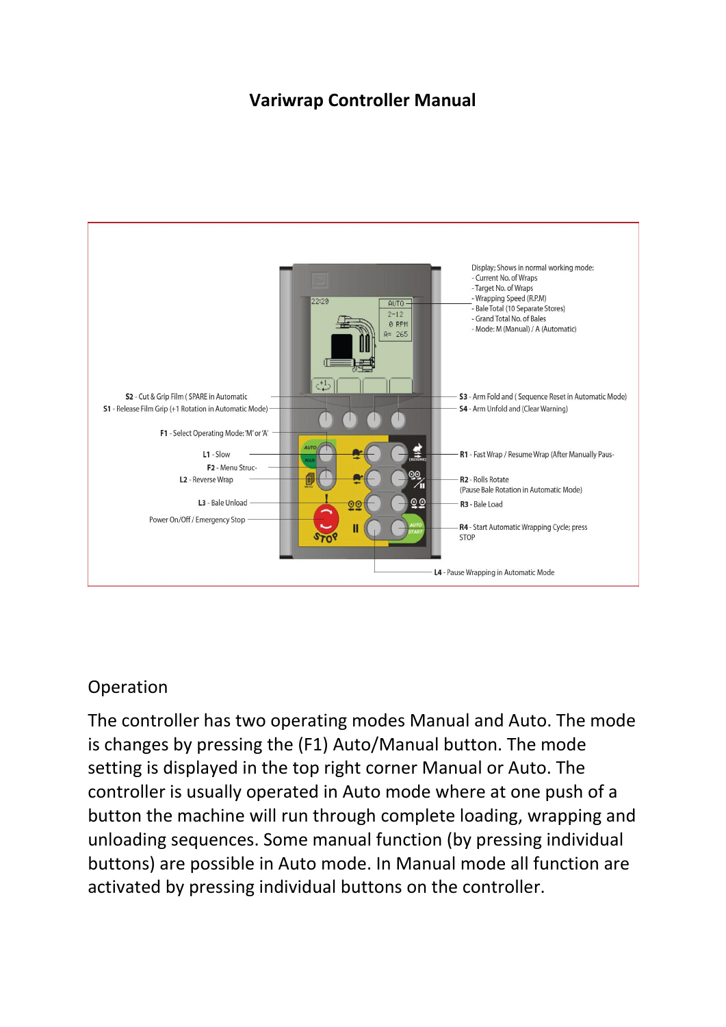# Variwrap Controller Manual

Display; Shows in normal working mode:
- Current No. of Wraps
- Target No. of Wraps
- Wrapping Speed (R.P.M)
- Bale Total (10 Separate Stores)
- Grand Total No. of Bales
- Mode: M (Manual) / A (Automatic)

**S2** - Cut & Grip Film ( SPARE in Automatic

**S1** - Release Film Grip (+1 Rotation in Automatic Mode)

**F1** - Select Operating Mode: 'M' or 'A'

**L1** - Slow

**F2** - Menu Struc-

**L2** - Reverse Wrap

**L3** - Bale Unload

Power On/Off / Emergency Stop

**S3** - Arm Fold and ( Sequence Reset in Automatic Mode)

**S4** - Arm Unfold and (Clear Warning)

**R1** - Fast Wrap / Resume Wrap (After Manually Paus-

**R2** - Rolls Rotate (Pause Bale Rotation in Automatic Mode)

**R3** - Bale Load

**R4** - Start Automatic Wrapping Cycle; press STOP

**L4** - Pause Wrapping in Automatic Mode

## Operation

The controller has two operating modes Manual and Auto. The mode is changes by pressing the (F1) Auto/Manual button. The mode setting is displayed in the top right corner Manual or Auto. The controller is usually operated in Auto mode where at one push of a button the machine will run through complete loading, wrapping and unloading sequences. Some manual function (by pressing individual buttons) are possible in Auto mode. In Manual mode all function are activated by pressing individual buttons on the controller.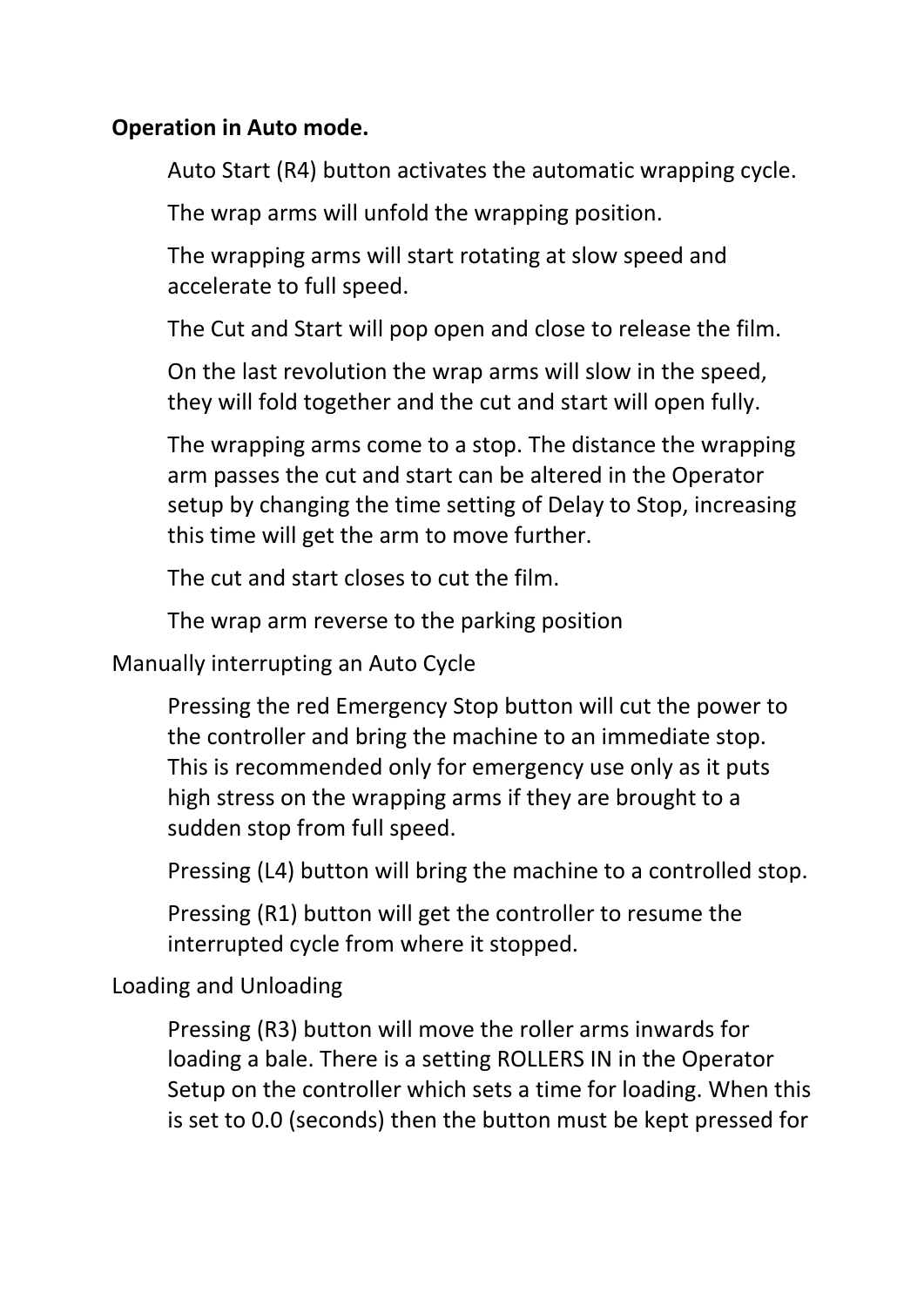**Operation in Auto mode.**

Auto Start (R4) button activates the automatic wrapping cycle.

The wrap arms will unfold the wrapping position.

The wrapping arms will start rotating at slow speed and accelerate to full speed.

The Cut and Start will pop open and close to release the film.

On the last revolution the wrap arms will slow in the speed, they will fold together and the cut and start will open fully.

The wrapping arms come to a stop. The distance the wrapping arm passes the cut and start can be altered in the Operator setup by changing the time setting of Delay to Stop, increasing this time will get the arm to move further.

The cut and start closes to cut the film.

The wrap arm reverse to the parking position

Manually interrupting an Auto Cycle

Pressing the red Emergency Stop button will cut the power to the controller and bring the machine to an immediate stop. This is recommended only for emergency use only as it puts high stress on the wrapping arms if they are brought to a sudden stop from full speed.

Pressing (L4) button will bring the machine to a controlled stop.

Pressing (R1) button will get the controller to resume the interrupted cycle from where it stopped.

Loading and Unloading

Pressing (R3) button will move the roller arms inwards for loading a bale. There is a setting ROLLERS IN in the Operator Setup on the controller which sets a time for loading. When this is set to 0.0 (seconds) then the button must be kept pressed for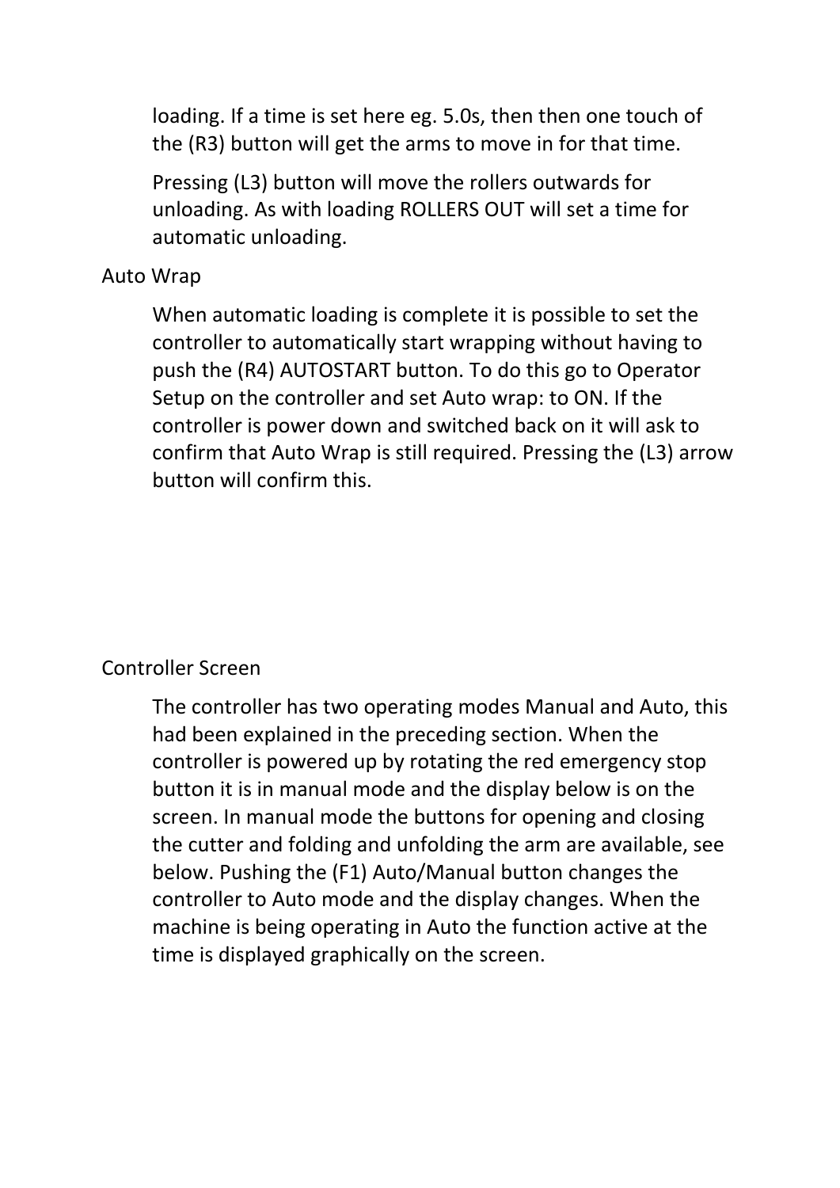loading. If a time is set here eg. 5.0s, then then one touch of the (R3) button will get the arms to move in for that time.

Pressing (L3) button will move the rollers outwards for unloading. As with loading ROLLERS OUT will set a time for automatic unloading.

## Auto Wrap

When automatic loading is complete it is possible to set the controller to automatically start wrapping without having to push the (R4) AUTOSTART button. To do this go to Operator Setup on the controller and set Auto wrap: to ON. If the controller is power down and switched back on it will ask to confirm that Auto Wrap is still required. Pressing the (L3) arrow button will confirm this.

## Controller Screen

The controller has two operating modes Manual and Auto, this had been explained in the preceding section. When the controller is powered up by rotating the red emergency stop button it is in manual mode and the display below is on the screen. In manual mode the buttons for opening and closing the cutter and folding and unfolding the arm are available, see below. Pushing the (F1) Auto/Manual button changes the controller to Auto mode and the display changes. When the machine is being operating in Auto the function active at the time is displayed graphically on the screen.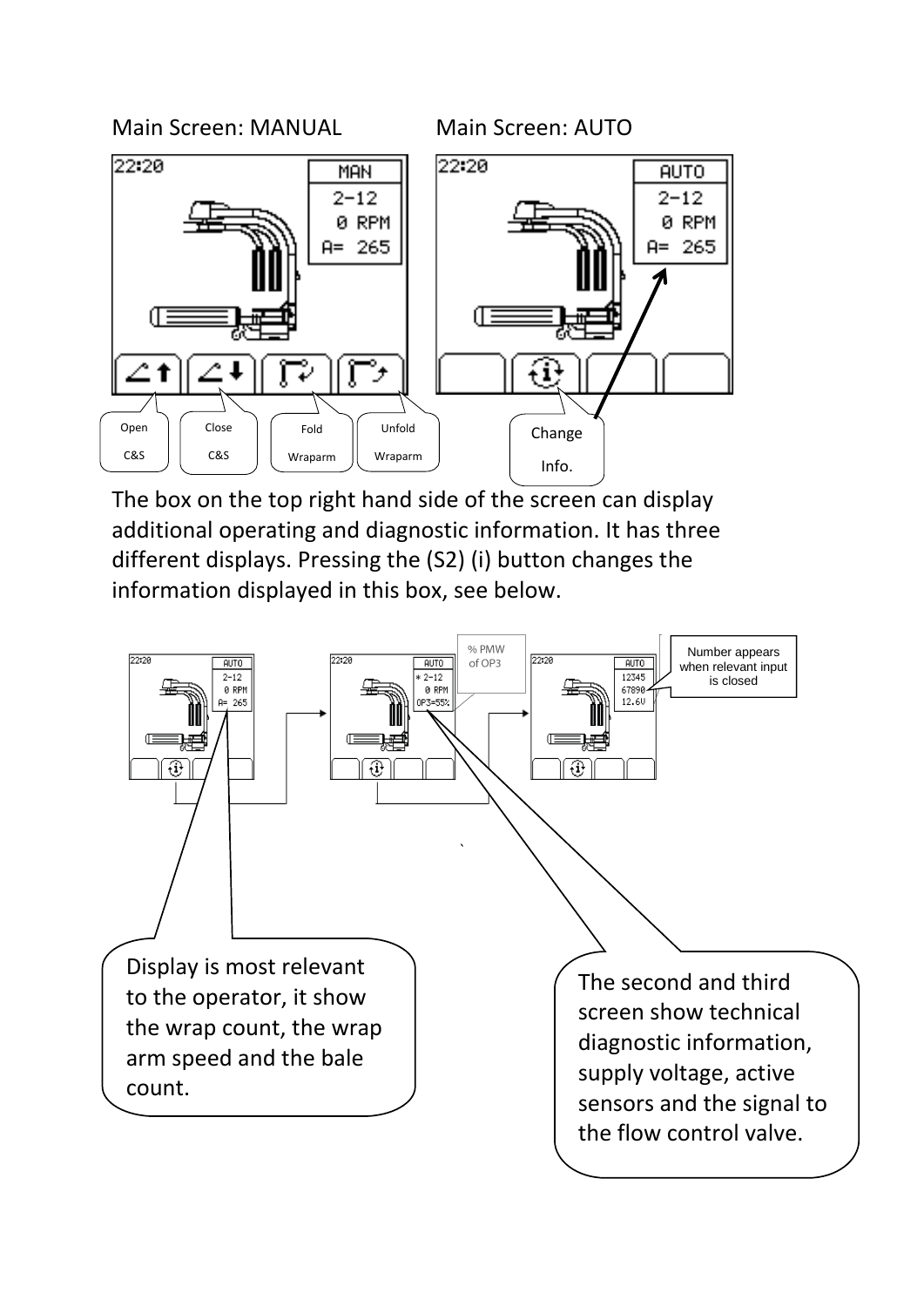Main Screen: MANUAL

22:20

MAN
2-12
0 RPM
A= 265

Open C&S

Close C&S

Fold Wraparm

Unfold Wraparm

Main Screen: AUTO

22:20

AUTO
2-12
0 RPM
A= 265

Change Info.

The box on the top right hand side of the screen can display additional operating and diagnostic information. It has three different displays. Pressing the (S2) (i) button changes the information displayed in this box, see below.

% PMW of OP3

Number appears when relevant input is closed

Display is most relevant to the operator, it show the wrap count, the wrap arm speed and the bale count.

The second and third screen show technical diagnostic information, supply voltage, active sensors and the signal to the flow control valve.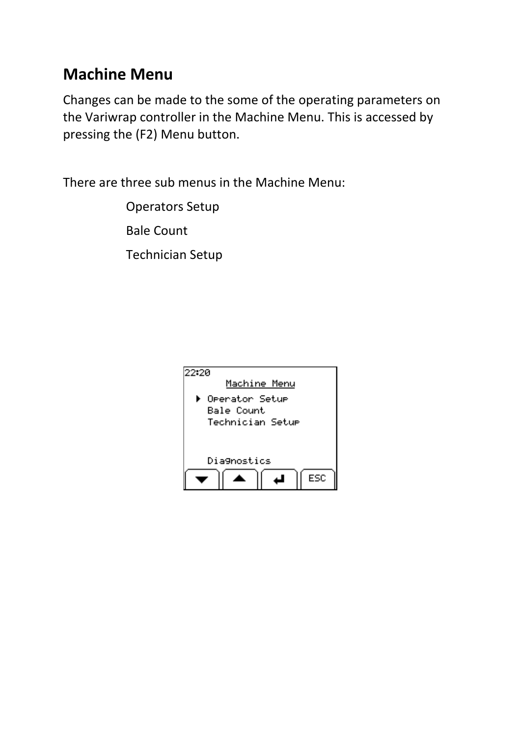## Machine Menu

Changes can be made to the some of the operating parameters on the Variwrap controller in the Machine Menu. This is accessed by pressing the (F2) Menu button.

There are three sub menus in the Machine Menu:

- Operators Setup
- Bale Count
- Technician Setup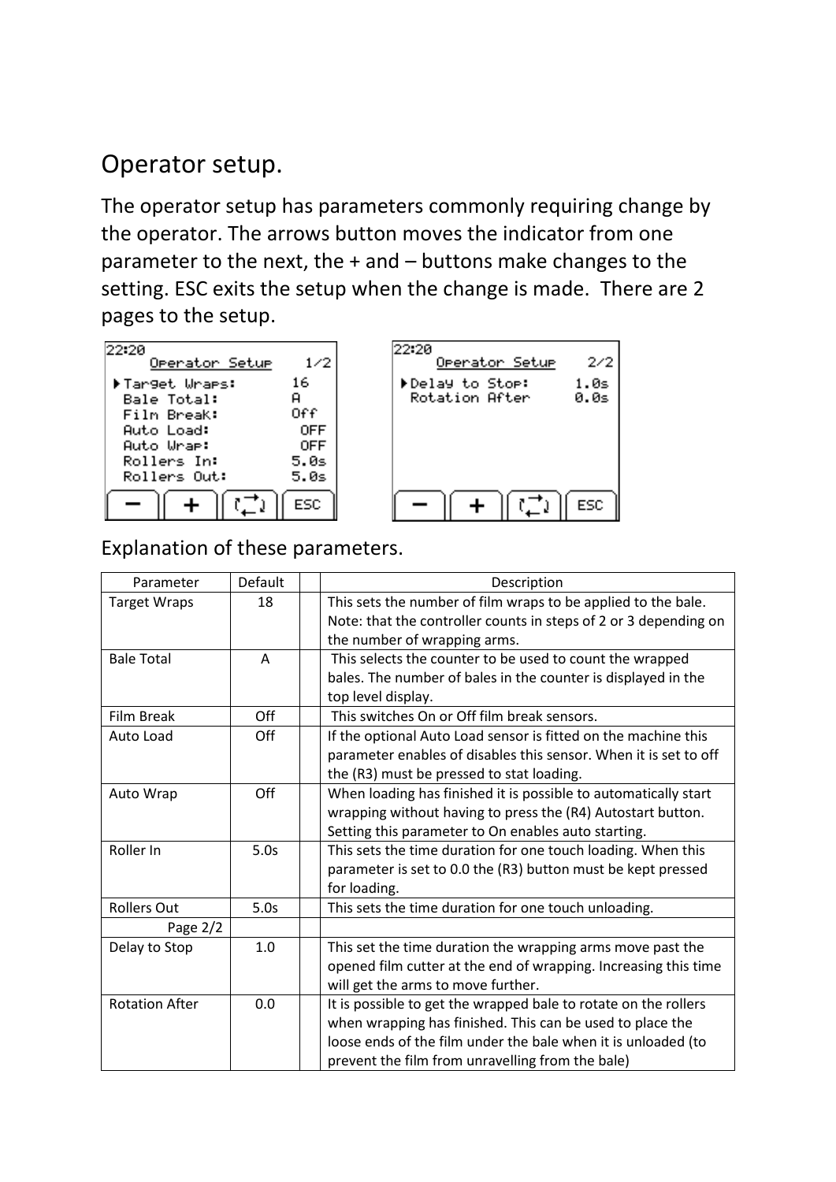# Operator setup.

The operator setup has parameters commonly requiring change by the operator. The arrows button moves the indicator from one parameter to the next, the + and – buttons make changes to the setting. ESC exits the setup when the change is made. There are 2 pages to the setup.

Explanation of these parameters.

| Parameter | Default | | Description |
|---|---|---|---|
| Target Wraps | 18 | | This sets the number of film wraps to be applied to the bale. Note: that the controller counts in steps of 2 or 3 depending on the number of wrapping arms. |
| Bale Total | A | | This selects the counter to be used to count the wrapped bales. The number of bales in the counter is displayed in the top level display. |
| Film Break | Off | | This switches On or Off film break sensors. |
| Auto Load | Off | | If the optional Auto Load sensor is fitted on the machine this parameter enables of disables this sensor. When it is set to off the (R3) must be pressed to stat loading. |
| Auto Wrap | Off | | When loading has finished it is possible to automatically start wrapping without having to press the (R4) Autostart button. Setting this parameter to On enables auto starting. |
| Roller In | 5.0s | | This sets the time duration for one touch loading. When this parameter is set to 0.0 the (R3) button must be kept pressed for loading. |
| Rollers Out | 5.0s | | This sets the time duration for one touch unloading. |
| Page 2/2 | | | |
| Delay to Stop | 1.0 | | This set the time duration the wrapping arms move past the opened film cutter at the end of wrapping. Increasing this time will get the arms to move further. |
| Rotation After | 0.0 | | It is possible to get the wrapped bale to rotate on the rollers when wrapping has finished. This can be used to place the loose ends of the film under the bale when it is unloaded (to prevent the film from unravelling from the bale) |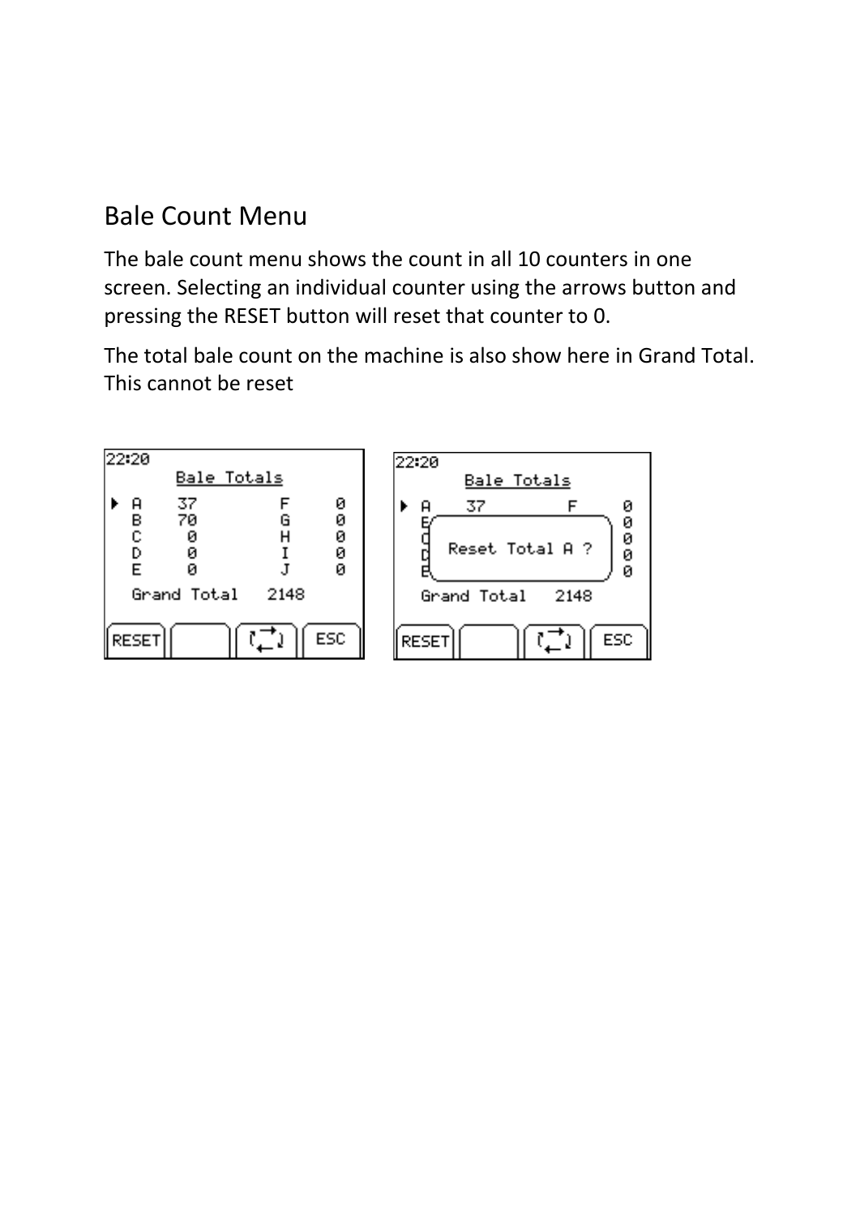## Bale Count Menu

The bale count menu shows the count in all 10 counters in one screen. Selecting an individual counter using the arrows button and pressing the RESET button will reset that counter to 0.

The total bale count on the machine is also show here in Grand Total. This cannot be reset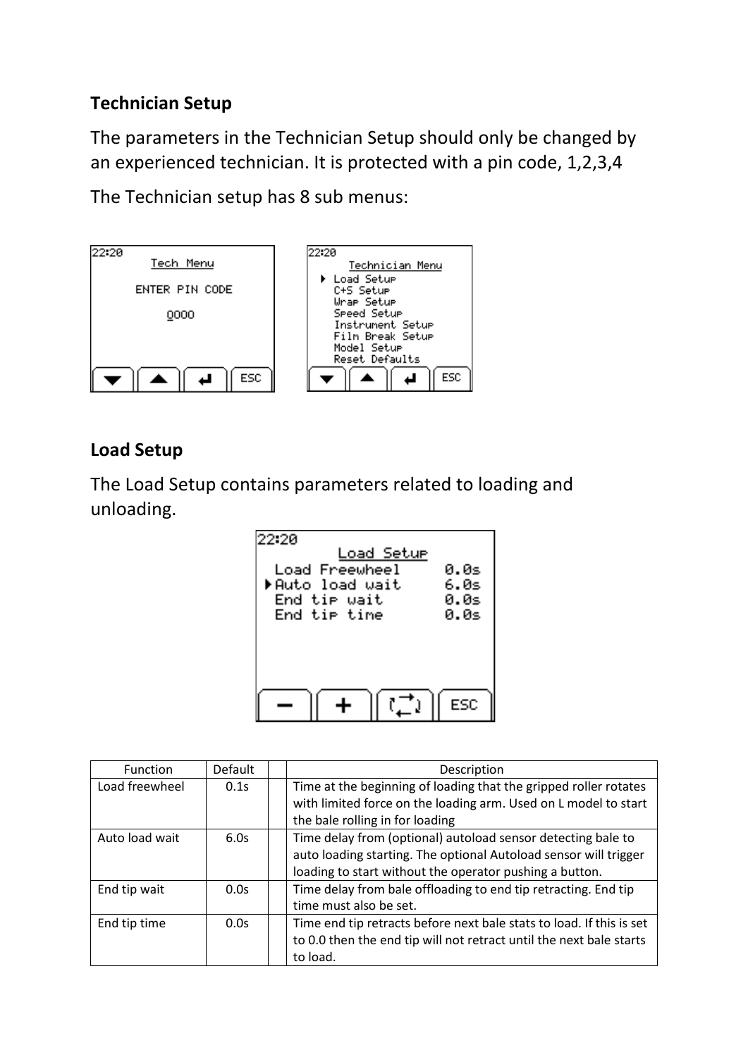## Technician Setup

The parameters in the Technician Setup should only be changed by an experienced technician. It is protected with a pin code, 1,2,3,4

The Technician setup has 8 sub menus:

## Load Setup

The Load Setup contains parameters related to loading and unloading.

| Function | Default | | Description |
|---|---|---|---|
| Load freewheel | 0.1s | | Time at the beginning of loading that the gripped roller rotates with limited force on the loading arm. Used on L model to start the bale rolling in for loading |
| Auto load wait | 6.0s | | Time delay from (optional) autoload sensor detecting bale to auto loading starting. The optional Autoload sensor will trigger loading to start without the operator pushing a button. |
| End tip wait | 0.0s | | Time delay from bale offloading to end tip retracting. End tip time must also be set. |
| End tip time | 0.0s | | Time end tip retracts before next bale stats to load. If this is set to 0.0 then the end tip will not retract until the next bale starts to load. |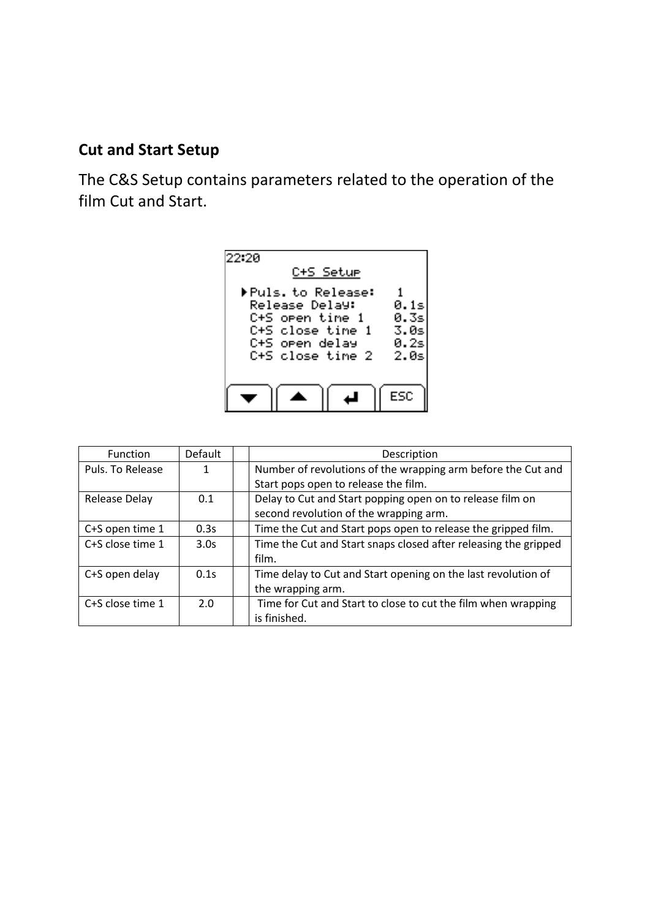## Cut and Start Setup

The C&S Setup contains parameters related to the operation of the film Cut and Start.

```
22:20
        C+S Setup

 ▶Puls. to Release:   1
  Release Delay:     0.1s
  C+S open time 1    0.3s
  C+S close time 1   3.0s
  C+S open delay     0.2s
  C+S close time 2   2.0s

  [▼]  [▲]  [↵]  [ESC]
```

| Function | Default | | Description |
|---|---|---|---|
| Puls. To Release | 1 | | Number of revolutions of the wrapping arm before the Cut and Start pops open to release the film. |
| Release Delay | 0.1 | | Delay to Cut and Start popping open on to release film on second revolution of the wrapping arm. |
| C+S open time 1 | 0.3s | | Time the Cut and Start pops open to release the gripped film. |
| C+S close time 1 | 3.0s | | Time the Cut and Start snaps closed after releasing the gripped film. |
| C+S open delay | 0.1s | | Time delay to Cut and Start opening on the last revolution of the wrapping arm. |
| C+S close time 1 | 2.0 | | Time for Cut and Start to close to cut the film when wrapping is finished. |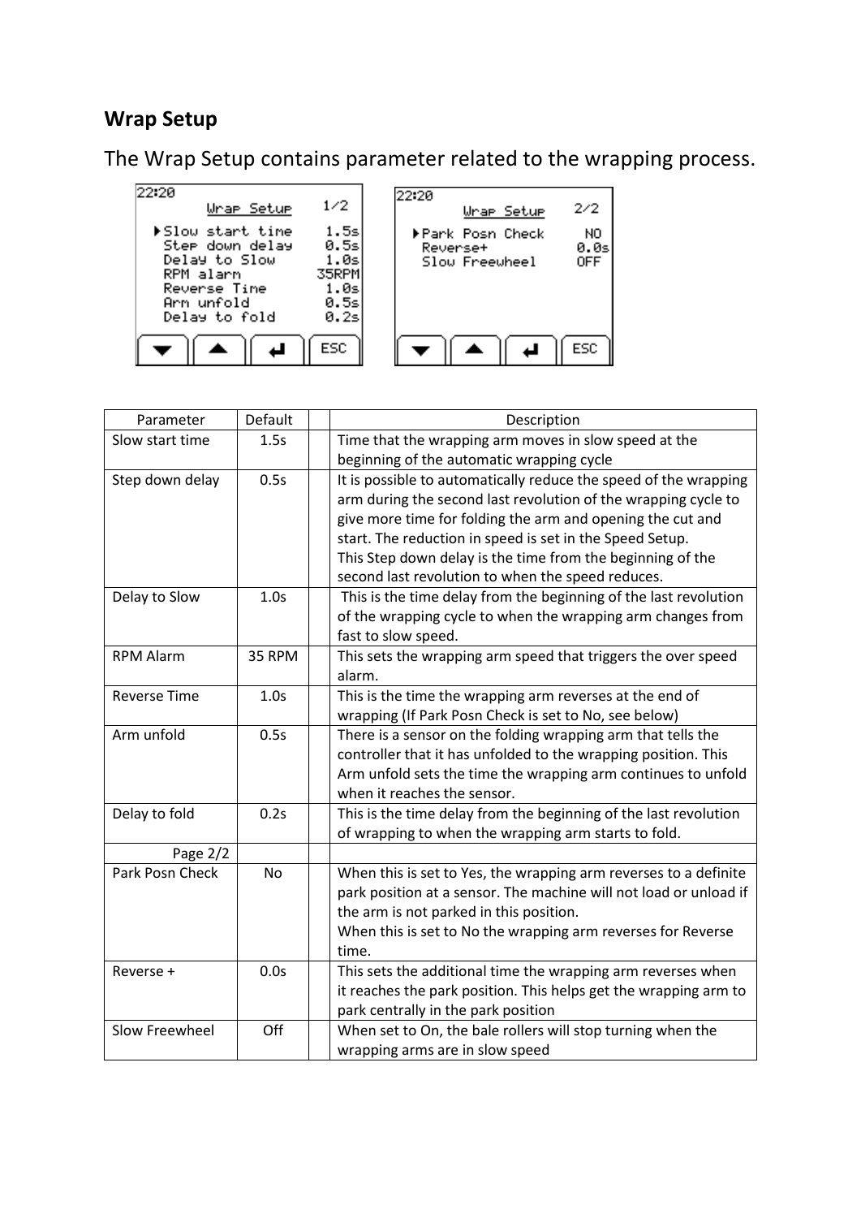## Wrap Setup

The Wrap Setup contains parameter related to the wrapping process.

| Parameter | Default | | Description |
|---|---|---|---|
| Slow start time | 1.5s | | Time that the wrapping arm moves in slow speed at the beginning of the automatic wrapping cycle |
| Step down delay | 0.5s | | It is possible to automatically reduce the speed of the wrapping arm during the second last revolution of the wrapping cycle to give more time for folding the arm and opening the cut and start. The reduction in speed is set in the Speed Setup.<br>This Step down delay is the time from the beginning of the second last revolution to when the speed reduces. |
| Delay to Slow | 1.0s | | This is the time delay from the beginning of the last revolution of the wrapping cycle to when the wrapping arm changes from fast to slow speed. |
| RPM Alarm | 35 RPM | | This sets the wrapping arm speed that triggers the over speed alarm. |
| Reverse Time | 1.0s | | This is the time the wrapping arm reverses at the end of wrapping (If Park Posn Check is set to No, see below) |
| Arm unfold | 0.5s | | There is a sensor on the folding wrapping arm that tells the controller that it has unfolded to the wrapping position. This Arm unfold sets the time the wrapping arm continues to unfold when it reaches the sensor. |
| Delay to fold | 0.2s | | This is the time delay from the beginning of the last revolution of wrapping to when the wrapping arm starts to fold. |
| Page 2/2 | | | |
| Park Posn Check | No | | When this is set to Yes, the wrapping arm reverses to a definite park position at a sensor. The machine will not load or unload if the arm is not parked in this position.<br>When this is set to No the wrapping arm reverses for Reverse time. |
| Reverse + | 0.0s | | This sets the additional time the wrapping arm reverses when it reaches the park position. This helps get the wrapping arm to park centrally in the park position |
| Slow Freewheel | Off | | When set to On, the bale rollers will stop turning when the wrapping arms are in slow speed |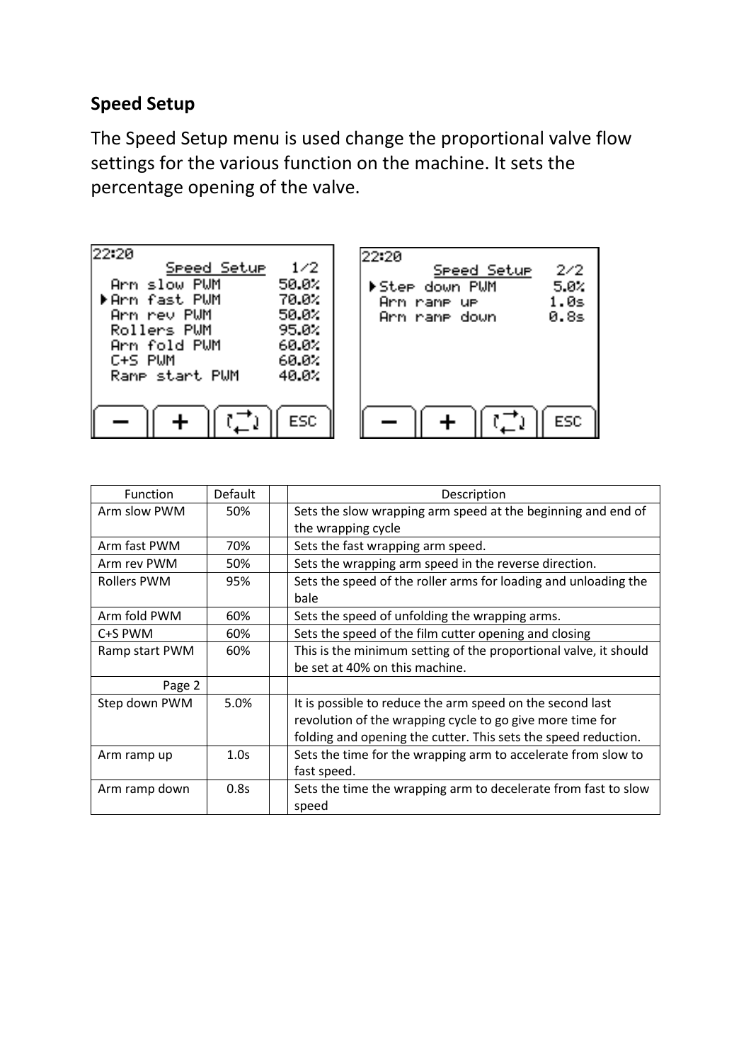## Speed Setup

The Speed Setup menu is used change the proportional valve flow settings for the various function on the machine. It sets the percentage opening of the valve.

```
22:20
        Speed Setup    1/2
  Arm slow PWM       50.0%
 ▶Arm fast PWM       70.0%
  Arm rev PWM        50.0%
  Rollers PWM        95.0%
  Arm fold PWM       60.0%
  C+S PWM            60.0%
  Ramp start PWM     40.0%

  −    +    ⮂    ESC
```

```
22:20
        Speed Setup    2/2
 ▶Step down PWM       5.0%
  Arm ramp up         1.0s
  Arm ramp down       0.8s

  −    +    ⮂    ESC
```

| Function | Default | | Description |
|---|---|---|---|
| Arm slow PWM | 50% | | Sets the slow wrapping arm speed at the beginning and end of the wrapping cycle |
| Arm fast PWM | 70% | | Sets the fast wrapping arm speed. |
| Arm rev PWM | 50% | | Sets the wrapping arm speed in the reverse direction. |
| Rollers PWM | 95% | | Sets the speed of the roller arms for loading and unloading the bale |
| Arm fold PWM | 60% | | Sets the speed of unfolding the wrapping arms. |
| C+S PWM | 60% | | Sets the speed of the film cutter opening and closing |
| Ramp start PWM | 60% | | This is the minimum setting of the proportional valve, it should be set at 40% on this machine. |
| Page 2 | | | |
| Step down PWM | 5.0% | | It is possible to reduce the arm speed on the second last revolution of the wrapping cycle to go give more time for folding and opening the cutter. This sets the speed reduction. |
| Arm ramp up | 1.0s | | Sets the time for the wrapping arm to accelerate from slow to fast speed. |
| Arm ramp down | 0.8s | | Sets the time the wrapping arm to decelerate from fast to slow speed |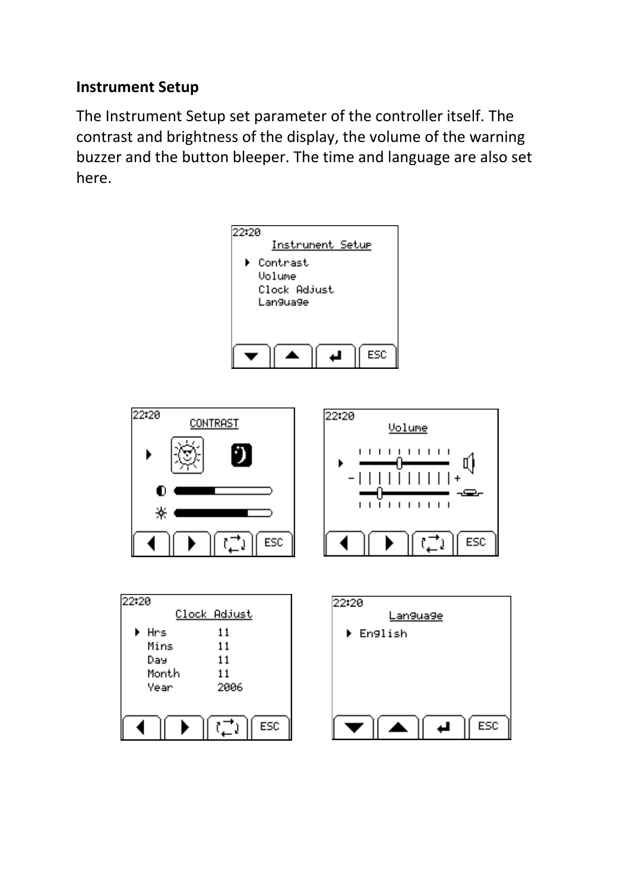**Instrument Setup**

The Instrument Setup set parameter of the controller itself. The contrast and brightness of the display, the volume of the warning buzzer and the button bleeper. The time and language are also set here.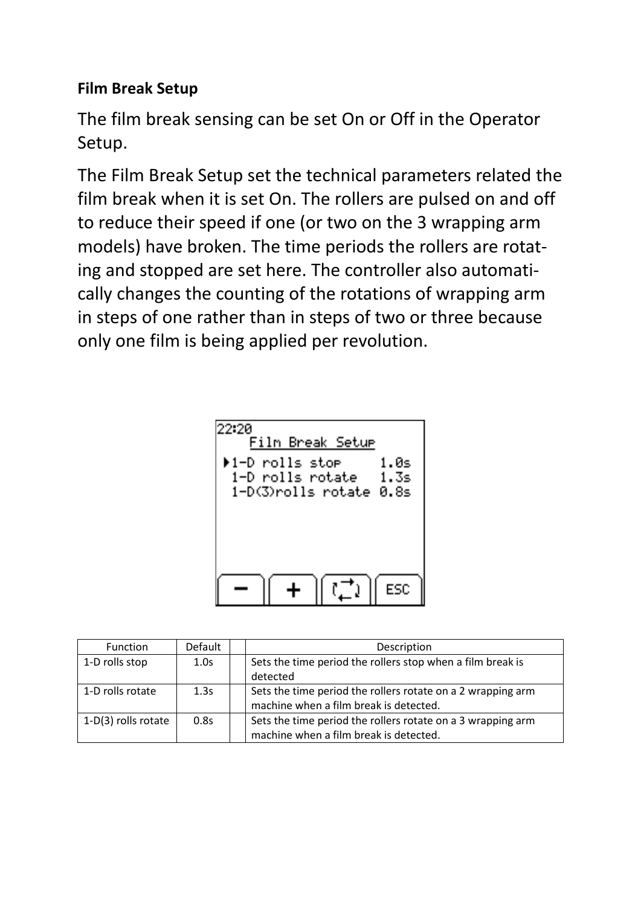### Film Break Setup

The film break sensing can be set On or Off in the Operator Setup.

The Film Break Setup set the technical parameters related the film break when it is set On. The rollers are pulsed on and off to reduce their speed if one (or two on the 3 wrapping arm models) have broken. The time periods the rollers are rotating and stopped are set here. The controller also automatically changes the counting of the rotations of wrapping arm in steps of one rather than in steps of two or three because only one film is being applied per revolution.

```
22:20
    Film Break Setup
▸1-D rolls stop       1.0s
 1-D rolls rotate     1.3s
 1-D(3)rolls rotate   0.8s

  −     +     ⇄     ESC
```

| Function | Default | | Description |
|---|---|---|---|
| 1-D rolls stop | 1.0s | | Sets the time period the rollers stop when a film break is detected |
| 1-D rolls rotate | 1.3s | | Sets the time period the rollers rotate on a 2 wrapping arm machine when a film break is detected. |
| 1-D(3) rolls rotate | 0.8s | | Sets the time period the rollers rotate on a 3 wrapping arm machine when a film break is detected. |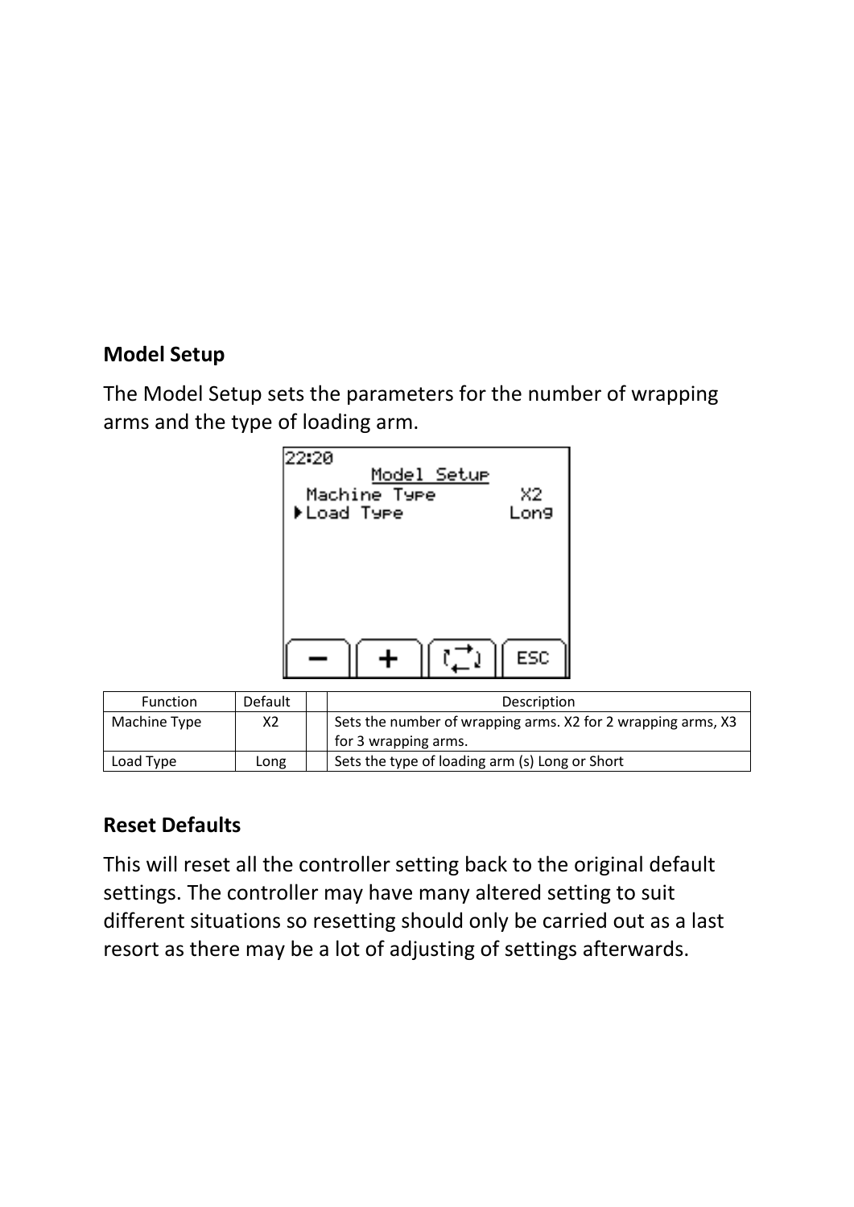**Model Setup**

The Model Setup sets the parameters for the number of wrapping arms and the type of loading arm.

| Function | Default | | Description |
|---|---|---|---|
| Machine Type | X2 | | Sets the number of wrapping arms. X2 for 2 wrapping arms, X3 for 3 wrapping arms. |
| Load Type | Long | | Sets the type of loading arm (s) Long or Short |

**Reset Defaults**

This will reset all the controller setting back to the original default settings. The controller may have many altered setting to suit different situations so resetting should only be carried out as a last resort as there may be a lot of adjusting of settings afterwards.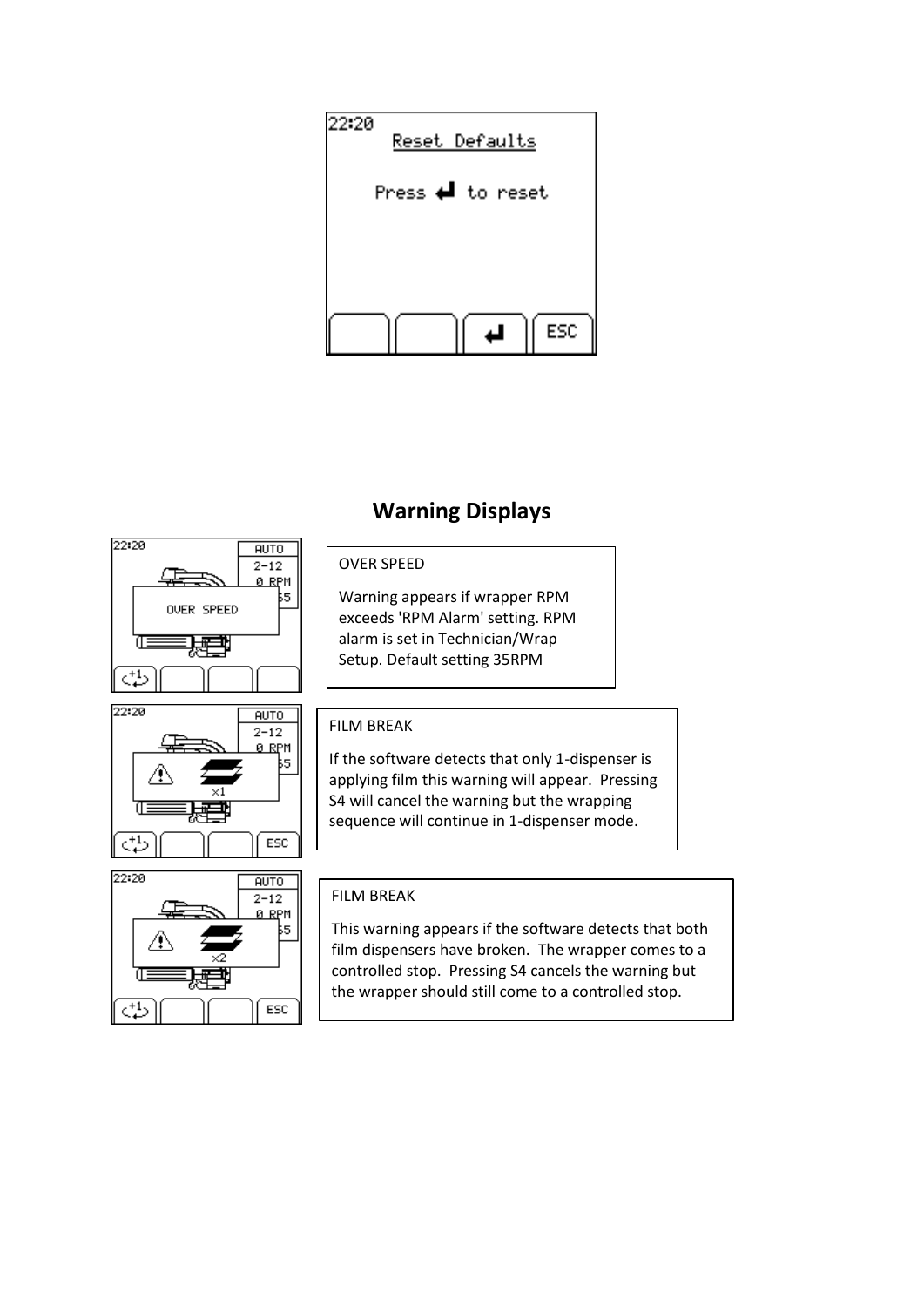22:20

Reset Defaults

Press ↵ to reset

↵ ESC

## Warning Displays

OVER SPEED

Warning appears if wrapper RPM exceeds 'RPM Alarm' setting. RPM alarm is set in Technician/Wrap Setup. Default setting 35RPM

FILM BREAK

If the software detects that only 1-dispenser is applying film this warning will appear. Pressing S4 will cancel the warning but the wrapping sequence will continue in 1-dispenser mode.

FILM BREAK

This warning appears if the software detects that both film dispensers have broken. The wrapper comes to a controlled stop. Pressing S4 cancels the warning but the wrapper should still come to a controlled stop.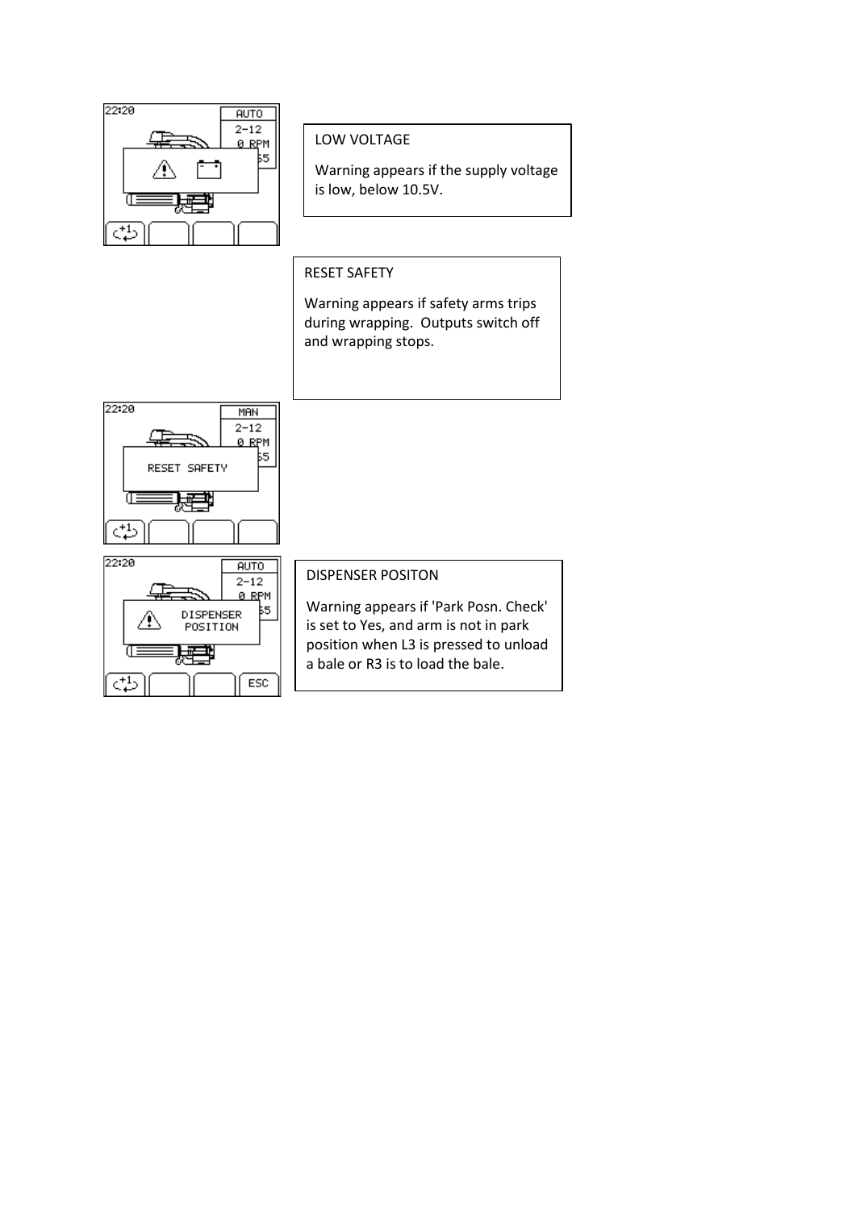LOW VOLTAGE

Warning appears if the supply voltage is low, below 10.5V.

RESET SAFETY

Warning appears if safety arms trips during wrapping.  Outputs switch off and wrapping stops.

DISPENSER POSITON

Warning appears if 'Park Posn. Check' is set to Yes, and arm is not in park position when L3 is pressed to unload a bale or R3 is to load the bale.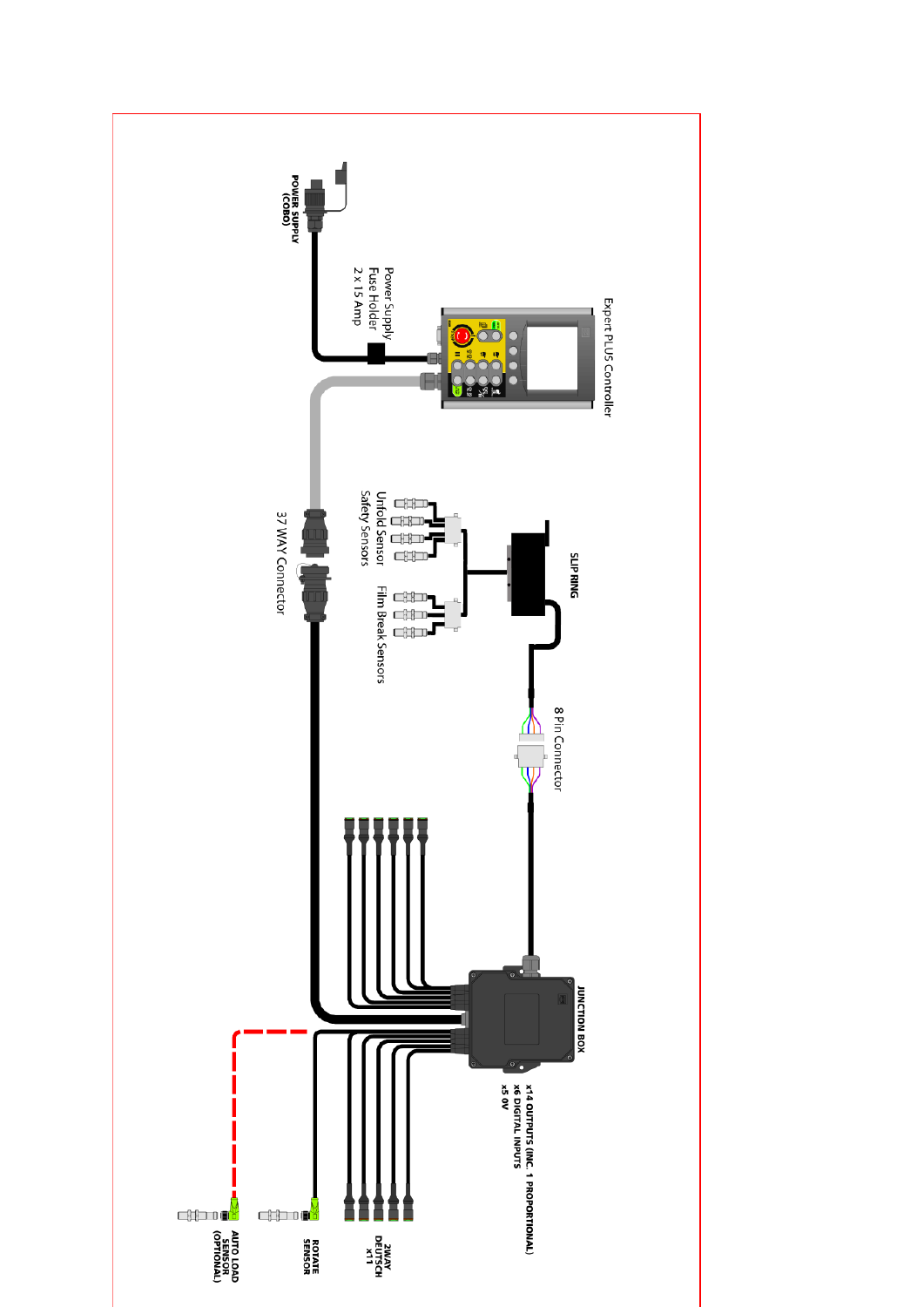POWER SUPPLY (COBO)

Power Supply Fuse Holder 2 x 15 Amp

Expert PLUS Controller

37 WAY Connector

Unfold Sensor Safety Sensors

SLIP RING

Film Break Sensors

8 Pin Connector

JUNCTION BOX

x14 OUTPUTS (INC. 1 PROPORTIONAL)
x6 DIGITAL INPUTS
x5 0V

2WAY DEUTSCH x11

ROTATE SENSOR

AUTO LOAD SENSOR (OPTIONAL)